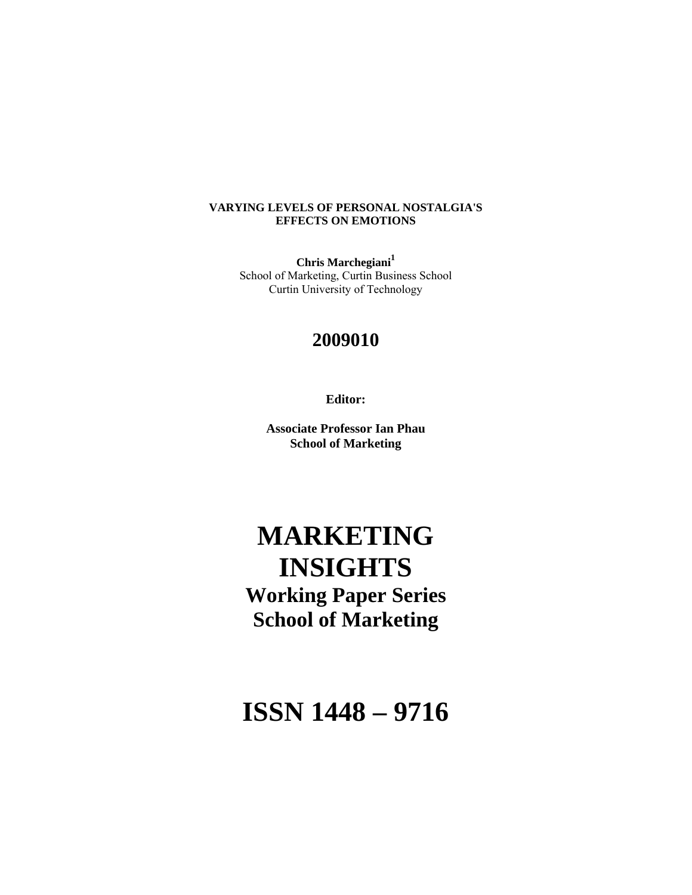**VARYING LEVELS OF PERSONAL NOSTALGIA'S EFFECTS ON EMOTIONS**

**Chris Marchegiani**[1]
School of Marketing, Curtin Business School
Curtin University of Technology

## 2009010

**Editor:**

**Associate Professor Ian Phau**
**School of Marketing**

# MARKETING INSIGHTS

## Working Paper Series
## School of Marketing

# ISSN 1448 – 9716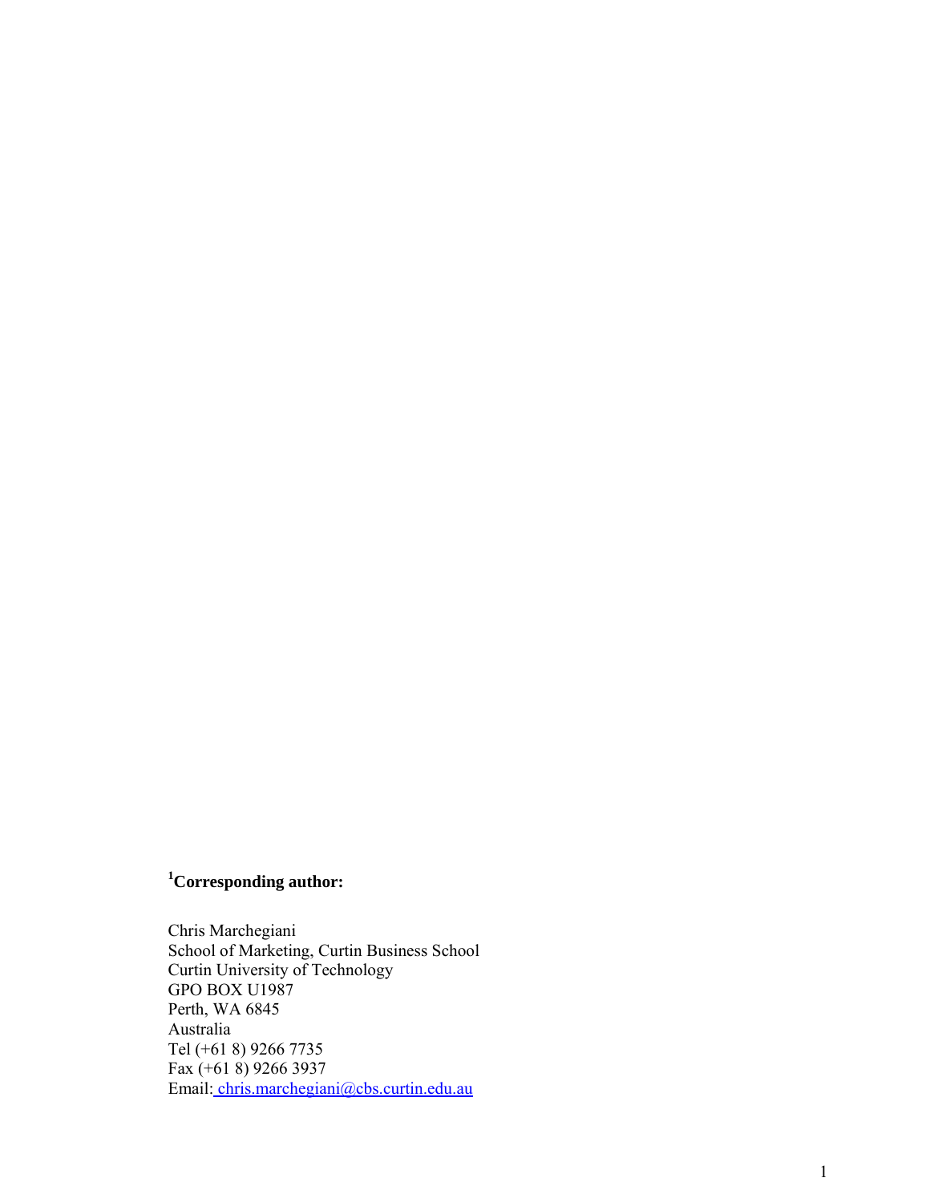**[1]Corresponding author:**

Chris Marchegiani
School of Marketing, Curtin Business School
Curtin University of Technology
GPO BOX U1987
Perth, WA 6845
Australia
Tel (+61 8) 9266 7735
Fax (+61 8) 9266 3937
Email: chris.marchegiani@cbs.curtin.edu.au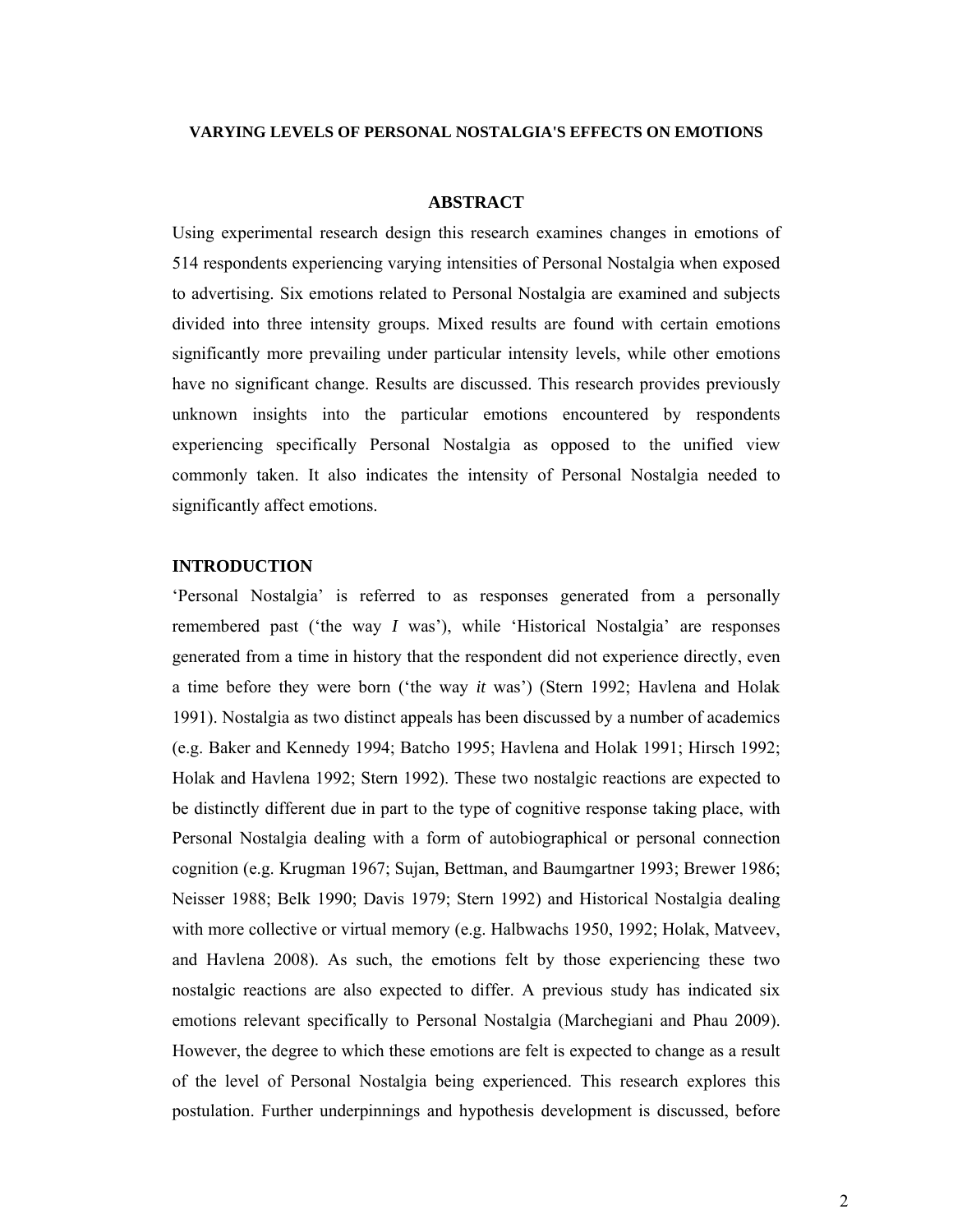**VARYING LEVELS OF PERSONAL NOSTALGIA'S EFFECTS ON EMOTIONS**

## ABSTRACT

Using experimental research design this research examines changes in emotions of 514 respondents experiencing varying intensities of Personal Nostalgia when exposed to advertising. Six emotions related to Personal Nostalgia are examined and subjects divided into three intensity groups. Mixed results are found with certain emotions significantly more prevailing under particular intensity levels, while other emotions have no significant change. Results are discussed. This research provides previously unknown insights into the particular emotions encountered by respondents experiencing specifically Personal Nostalgia as opposed to the unified view commonly taken. It also indicates the intensity of Personal Nostalgia needed to significantly affect emotions.

## INTRODUCTION

'Personal Nostalgia' is referred to as responses generated from a personally remembered past ('the way *I* was'), while 'Historical Nostalgia' are responses generated from a time in history that the respondent did not experience directly, even a time before they were born ('the way *it* was') (Stern 1992; Havlena and Holak 1991). Nostalgia as two distinct appeals has been discussed by a number of academics (e.g. Baker and Kennedy 1994; Batcho 1995; Havlena and Holak 1991; Hirsch 1992; Holak and Havlena 1992; Stern 1992). These two nostalgic reactions are expected to be distinctly different due in part to the type of cognitive response taking place, with Personal Nostalgia dealing with a form of autobiographical or personal connection cognition (e.g. Krugman 1967; Sujan, Bettman, and Baumgartner 1993; Brewer 1986; Neisser 1988; Belk 1990; Davis 1979; Stern 1992) and Historical Nostalgia dealing with more collective or virtual memory (e.g. Halbwachs 1950, 1992; Holak, Matveev, and Havlena 2008). As such, the emotions felt by those experiencing these two nostalgic reactions are also expected to differ. A previous study has indicated six emotions relevant specifically to Personal Nostalgia (Marchegiani and Phau 2009). However, the degree to which these emotions are felt is expected to change as a result of the level of Personal Nostalgia being experienced. This research explores this postulation. Further underpinnings and hypothesis development is discussed, before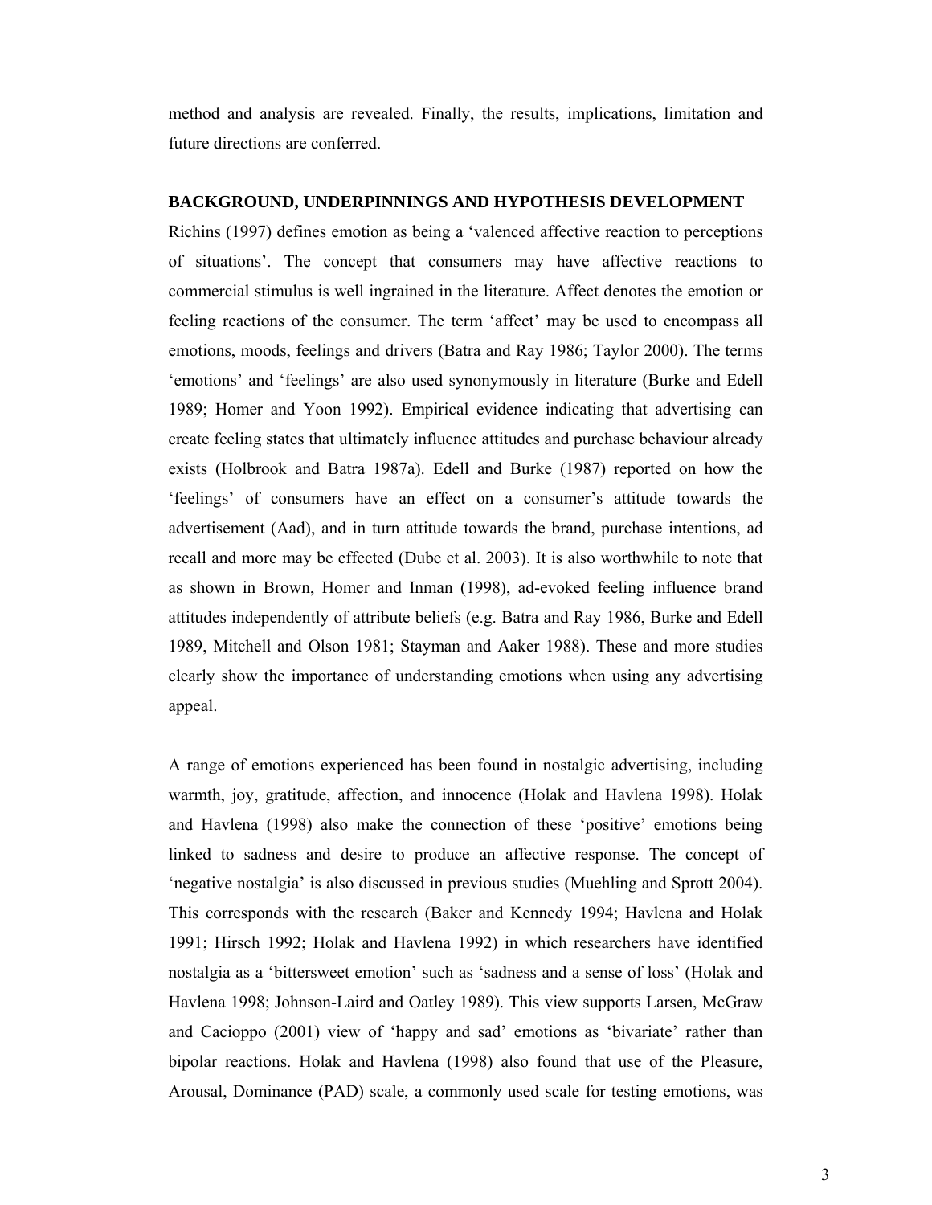method and analysis are revealed. Finally, the results, implications, limitation and future directions are conferred.

## BACKGROUND, UNDERPINNINGS AND HYPOTHESIS DEVELOPMENT

Richins (1997) defines emotion as being a 'valenced affective reaction to perceptions of situations'. The concept that consumers may have affective reactions to commercial stimulus is well ingrained in the literature. Affect denotes the emotion or feeling reactions of the consumer. The term 'affect' may be used to encompass all emotions, moods, feelings and drivers (Batra and Ray 1986; Taylor 2000). The terms 'emotions' and 'feelings' are also used synonymously in literature (Burke and Edell 1989; Homer and Yoon 1992). Empirical evidence indicating that advertising can create feeling states that ultimately influence attitudes and purchase behaviour already exists (Holbrook and Batra 1987a). Edell and Burke (1987) reported on how the 'feelings' of consumers have an effect on a consumer's attitude towards the advertisement (Aad), and in turn attitude towards the brand, purchase intentions, ad recall and more may be effected (Dube et al. 2003). It is also worthwhile to note that as shown in Brown, Homer and Inman (1998), ad-evoked feeling influence brand attitudes independently of attribute beliefs (e.g. Batra and Ray 1986, Burke and Edell 1989, Mitchell and Olson 1981; Stayman and Aaker 1988). These and more studies clearly show the importance of understanding emotions when using any advertising appeal.

A range of emotions experienced has been found in nostalgic advertising, including warmth, joy, gratitude, affection, and innocence (Holak and Havlena 1998). Holak and Havlena (1998) also make the connection of these 'positive' emotions being linked to sadness and desire to produce an affective response. The concept of 'negative nostalgia' is also discussed in previous studies (Muehling and Sprott 2004). This corresponds with the research (Baker and Kennedy 1994; Havlena and Holak 1991; Hirsch 1992; Holak and Havlena 1992) in which researchers have identified nostalgia as a 'bittersweet emotion' such as 'sadness and a sense of loss' (Holak and Havlena 1998; Johnson-Laird and Oatley 1989). This view supports Larsen, McGraw and Cacioppo (2001) view of 'happy and sad' emotions as 'bivariate' rather than bipolar reactions. Holak and Havlena (1998) also found that use of the Pleasure, Arousal, Dominance (PAD) scale, a commonly used scale for testing emotions, was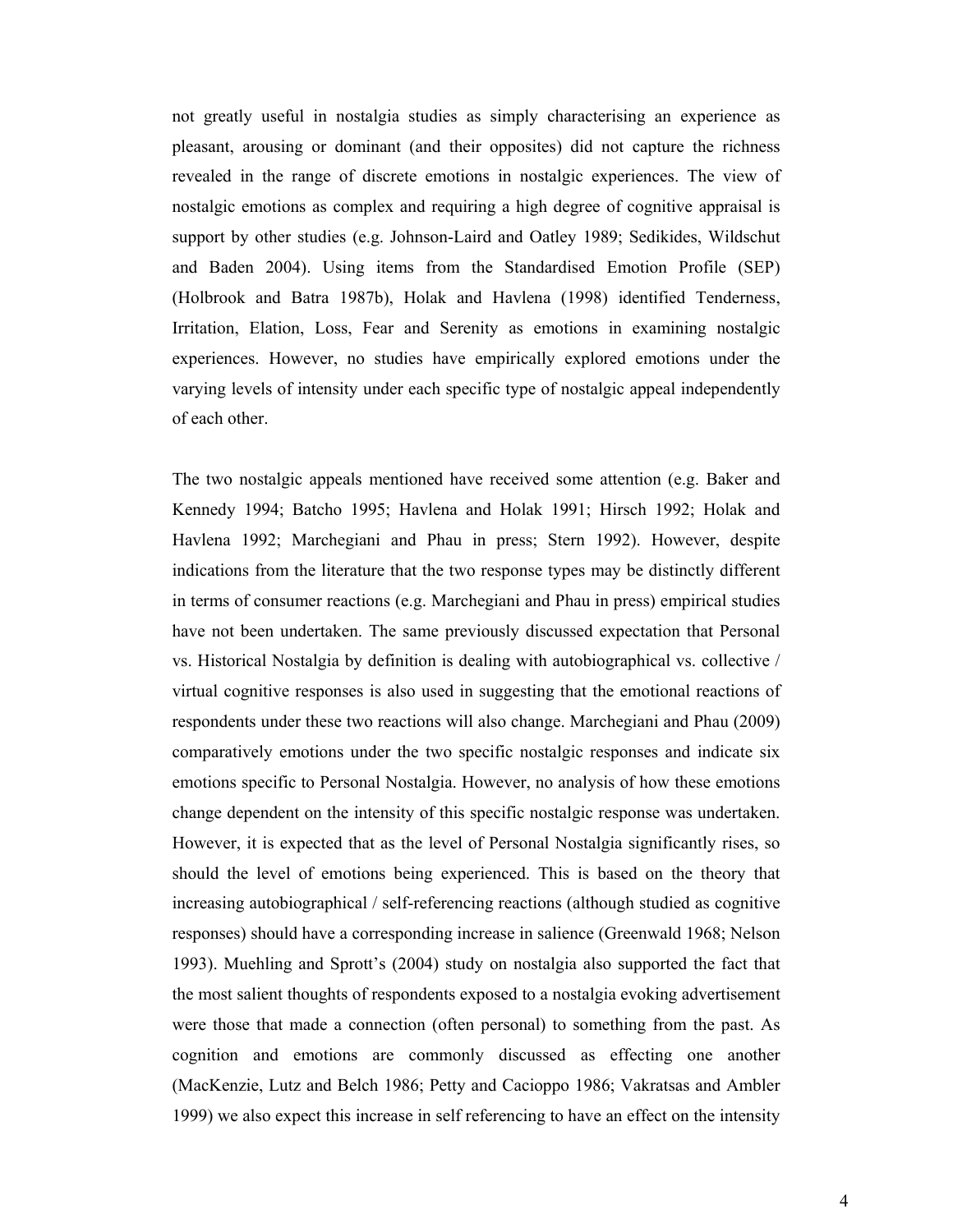not greatly useful in nostalgia studies as simply characterising an experience as pleasant, arousing or dominant (and their opposites) did not capture the richness revealed in the range of discrete emotions in nostalgic experiences. The view of nostalgic emotions as complex and requiring a high degree of cognitive appraisal is support by other studies (e.g. Johnson-Laird and Oatley 1989; Sedikides, Wildschut and Baden 2004). Using items from the Standardised Emotion Profile (SEP) (Holbrook and Batra 1987b), Holak and Havlena (1998) identified Tenderness, Irritation, Elation, Loss, Fear and Serenity as emotions in examining nostalgic experiences. However, no studies have empirically explored emotions under the varying levels of intensity under each specific type of nostalgic appeal independently of each other.

The two nostalgic appeals mentioned have received some attention (e.g. Baker and Kennedy 1994; Batcho 1995; Havlena and Holak 1991; Hirsch 1992; Holak and Havlena 1992; Marchegiani and Phau in press; Stern 1992). However, despite indications from the literature that the two response types may be distinctly different in terms of consumer reactions (e.g. Marchegiani and Phau in press) empirical studies have not been undertaken. The same previously discussed expectation that Personal vs. Historical Nostalgia by definition is dealing with autobiographical vs. collective / virtual cognitive responses is also used in suggesting that the emotional reactions of respondents under these two reactions will also change. Marchegiani and Phau (2009) comparatively emotions under the two specific nostalgic responses and indicate six emotions specific to Personal Nostalgia. However, no analysis of how these emotions change dependent on the intensity of this specific nostalgic response was undertaken. However, it is expected that as the level of Personal Nostalgia significantly rises, so should the level of emotions being experienced. This is based on the theory that increasing autobiographical / self-referencing reactions (although studied as cognitive responses) should have a corresponding increase in salience (Greenwald 1968; Nelson 1993). Muehling and Sprott's (2004) study on nostalgia also supported the fact that the most salient thoughts of respondents exposed to a nostalgia evoking advertisement were those that made a connection (often personal) to something from the past. As cognition and emotions are commonly discussed as effecting one another (MacKenzie, Lutz and Belch 1986; Petty and Cacioppo 1986; Vakratsas and Ambler 1999) we also expect this increase in self referencing to have an effect on the intensity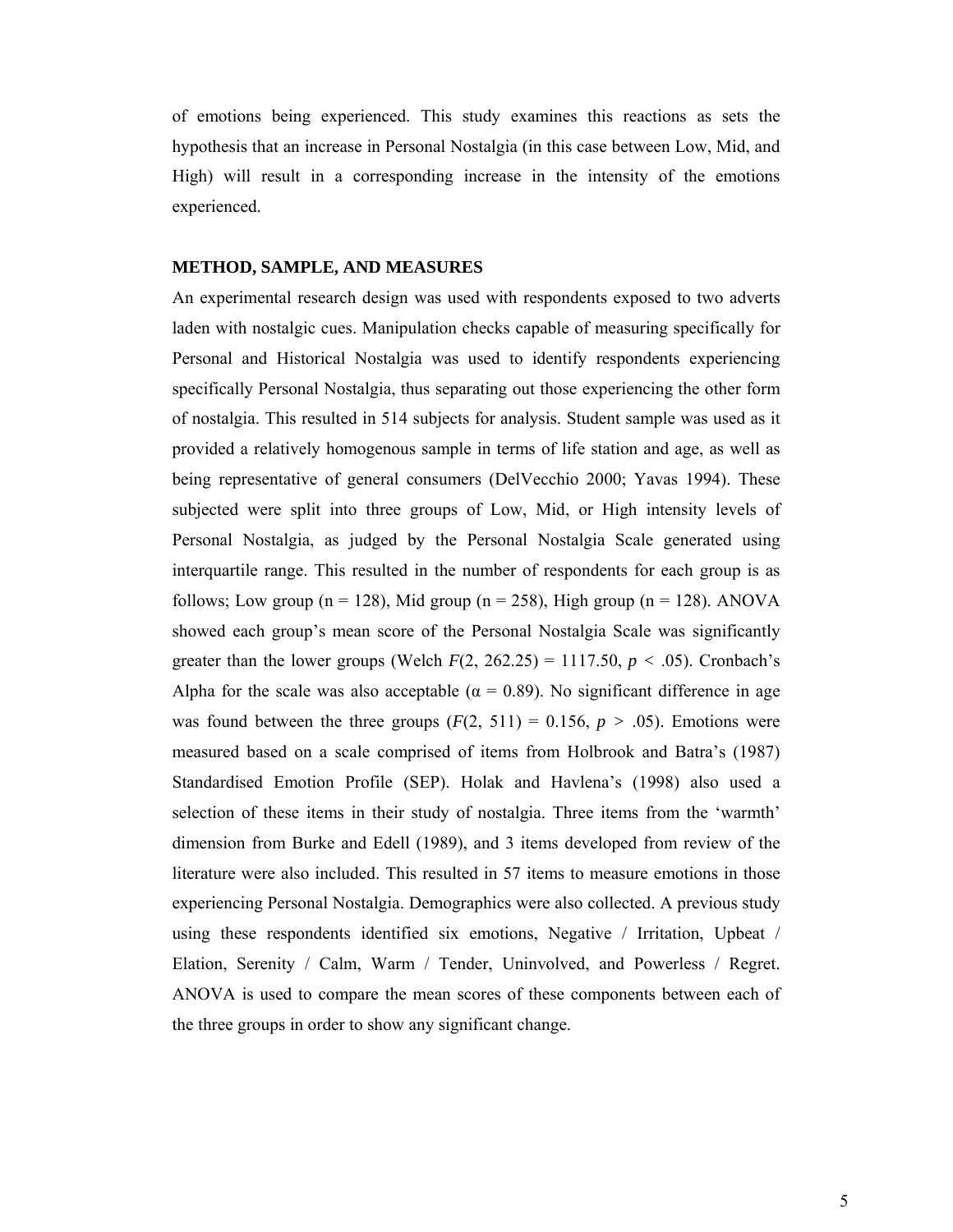of emotions being experienced. This study examines this reactions as sets the hypothesis that an increase in Personal Nostalgia (in this case between Low, Mid, and High) will result in a corresponding increase in the intensity of the emotions experienced.

## METHOD, SAMPLE, AND MEASURES

An experimental research design was used with respondents exposed to two adverts laden with nostalgic cues. Manipulation checks capable of measuring specifically for Personal and Historical Nostalgia was used to identify respondents experiencing specifically Personal Nostalgia, thus separating out those experiencing the other form of nostalgia. This resulted in 514 subjects for analysis. Student sample was used as it provided a relatively homogenous sample in terms of life station and age, as well as being representative of general consumers (DelVecchio 2000; Yavas 1994). These subjected were split into three groups of Low, Mid, or High intensity levels of Personal Nostalgia, as judged by the Personal Nostalgia Scale generated using interquartile range. This resulted in the number of respondents for each group is as follows; Low group (n = 128), Mid group (n = 258), High group (n = 128). ANOVA showed each group's mean score of the Personal Nostalgia Scale was significantly greater than the lower groups (Welch $F(2, 262.25) = 1117.50$, $p < .05$). Cronbach's Alpha for the scale was also acceptable ($\alpha = 0.89$). No significant difference in age was found between the three groups ($F(2, 511) = 0.156$, $p > .05$). Emotions were measured based on a scale comprised of items from Holbrook and Batra's (1987) Standardised Emotion Profile (SEP). Holak and Havlena's (1998) also used a selection of these items in their study of nostalgia. Three items from the 'warmth' dimension from Burke and Edell (1989), and 3 items developed from review of the literature were also included. This resulted in 57 items to measure emotions in those experiencing Personal Nostalgia. Demographics were also collected. A previous study using these respondents identified six emotions, Negative / Irritation, Upbeat / Elation, Serenity / Calm, Warm / Tender, Uninvolved, and Powerless / Regret. ANOVA is used to compare the mean scores of these components between each of the three groups in order to show any significant change.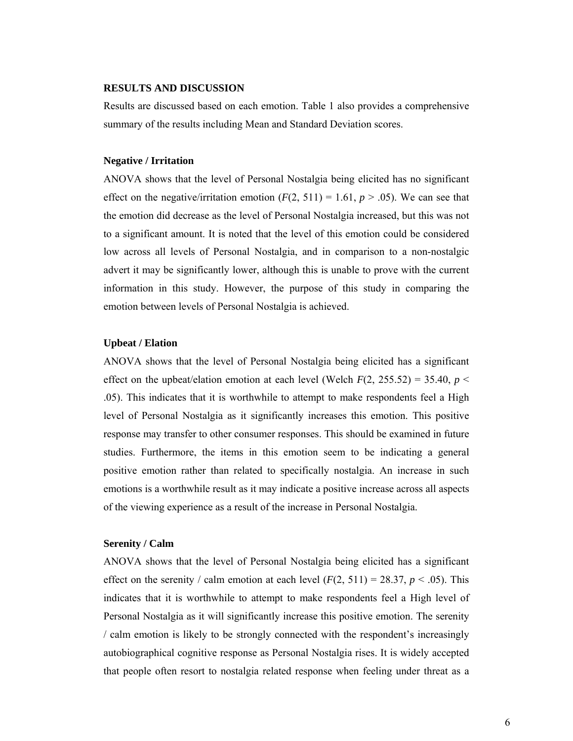## RESULTS AND DISCUSSION

Results are discussed based on each emotion. Table 1 also provides a comprehensive summary of the results including Mean and Standard Deviation scores.

### Negative / Irritation

ANOVA shows that the level of Personal Nostalgia being elicited has no significant effect on the negative/irritation emotion ($F(2, 511) = 1.61$, $p > .05$). We can see that the emotion did decrease as the level of Personal Nostalgia increased, but this was not to a significant amount. It is noted that the level of this emotion could be considered low across all levels of Personal Nostalgia, and in comparison to a non-nostalgic advert it may be significantly lower, although this is unable to prove with the current information in this study. However, the purpose of this study in comparing the emotion between levels of Personal Nostalgia is achieved.

### Upbeat / Elation

ANOVA shows that the level of Personal Nostalgia being elicited has a significant effect on the upbeat/elation emotion at each level (Welch $F(2, 255.52) = 35.40$, $p < .05$). This indicates that it is worthwhile to attempt to make respondents feel a High level of Personal Nostalgia as it significantly increases this emotion. This positive response may transfer to other consumer responses. This should be examined in future studies. Furthermore, the items in this emotion seem to be indicating a general positive emotion rather than related to specifically nostalgia. An increase in such emotions is a worthwhile result as it may indicate a positive increase across all aspects of the viewing experience as a result of the increase in Personal Nostalgia.

### Serenity / Calm

ANOVA shows that the level of Personal Nostalgia being elicited has a significant effect on the serenity / calm emotion at each level ($F(2, 511) = 28.37$, $p < .05$). This indicates that it is worthwhile to attempt to make respondents feel a High level of Personal Nostalgia as it will significantly increase this positive emotion. The serenity / calm emotion is likely to be strongly connected with the respondent's increasingly autobiographical cognitive response as Personal Nostalgia rises. It is widely accepted that people often resort to nostalgia related response when feeling under threat as a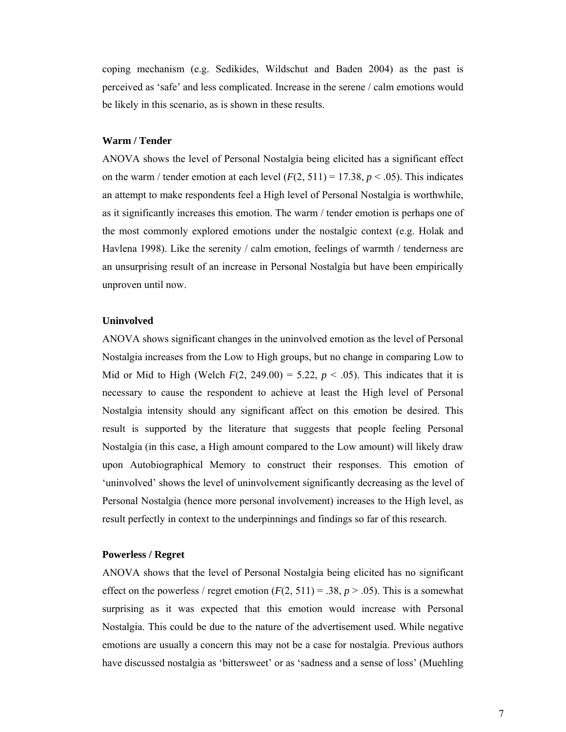coping mechanism (e.g. Sedikides, Wildschut and Baden 2004) as the past is perceived as 'safe' and less complicated. Increase in the serene / calm emotions would be likely in this scenario, as is shown in these results.

### Warm / Tender

ANOVA shows the level of Personal Nostalgia being elicited has a significant effect on the warm / tender emotion at each level ($F(2, 511) = 17.38$, $p < .05$). This indicates an attempt to make respondents feel a High level of Personal Nostalgia is worthwhile, as it significantly increases this emotion. The warm / tender emotion is perhaps one of the most commonly explored emotions under the nostalgic context (e.g. Holak and Havlena 1998). Like the serenity / calm emotion, feelings of warmth / tenderness are an unsurprising result of an increase in Personal Nostalgia but have been empirically unproven until now.

### Uninvolved

ANOVA shows significant changes in the uninvolved emotion as the level of Personal Nostalgia increases from the Low to High groups, but no change in comparing Low to Mid or Mid to High (Welch $F(2, 249.00) = 5.22$, $p < .05$). This indicates that it is necessary to cause the respondent to achieve at least the High level of Personal Nostalgia intensity should any significant affect on this emotion be desired. This result is supported by the literature that suggests that people feeling Personal Nostalgia (in this case, a High amount compared to the Low amount) will likely draw upon Autobiographical Memory to construct their responses. This emotion of 'uninvolved' shows the level of uninvolvement significantly decreasing as the level of Personal Nostalgia (hence more personal involvement) increases to the High level, as result perfectly in context to the underpinnings and findings so far of this research.

### Powerless / Regret

ANOVA shows that the level of Personal Nostalgia being elicited has no significant effect on the powerless / regret emotion ($F(2, 511) = .38$, $p > .05$). This is a somewhat surprising as it was expected that this emotion would increase with Personal Nostalgia. This could be due to the nature of the advertisement used. While negative emotions are usually a concern this may not be a case for nostalgia. Previous authors have discussed nostalgia as 'bittersweet' or as 'sadness and a sense of loss' (Muehling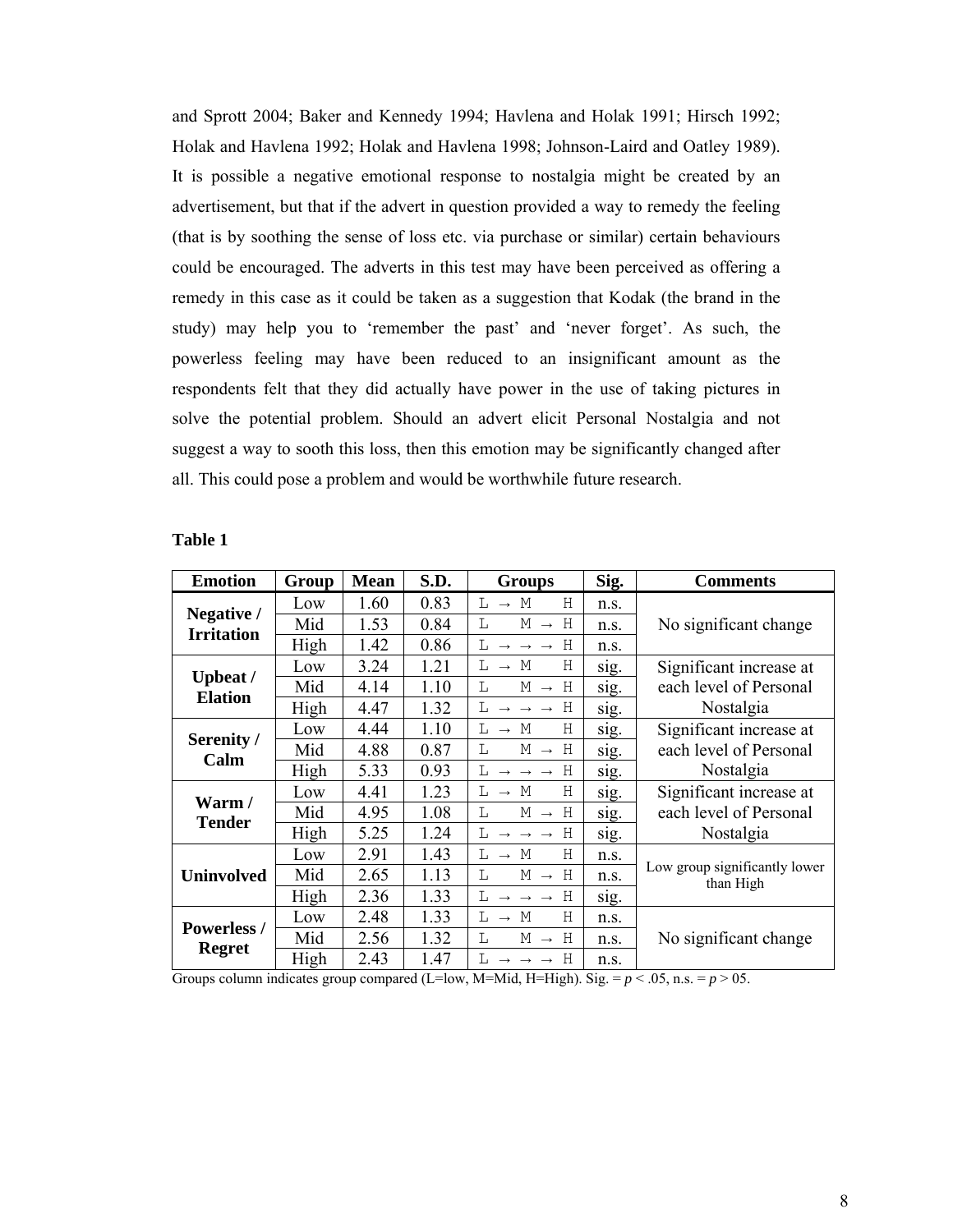and Sprott 2004; Baker and Kennedy 1994; Havlena and Holak 1991; Hirsch 1992; Holak and Havlena 1992; Holak and Havlena 1998; Johnson-Laird and Oatley 1989). It is possible a negative emotional response to nostalgia might be created by an advertisement, but that if the advert in question provided a way to remedy the feeling (that is by soothing the sense of loss etc. via purchase or similar) certain behaviours could be encouraged. The adverts in this test may have been perceived as offering a remedy in this case as it could be taken as a suggestion that Kodak (the brand in the study) may help you to 'remember the past' and 'never forget'. As such, the powerless feeling may have been reduced to an insignificant amount as the respondents felt that they did actually have power in the use of taking pictures in solve the potential problem. Should an advert elicit Personal Nostalgia and not suggest a way to sooth this loss, then this emotion may be significantly changed after all. This could pose a problem and would be worthwhile future research.

**Table 1**

| Emotion | Group | Mean | S.D. | Groups | Sig. | Comments |
|---|---|---|---|---|---|---|
| **Negative / Irritation** | Low | 1.60 | 0.83 | L → M H | n.s. | No significant change |
| | Mid | 1.53 | 0.84 | L M → H | n.s. | |
| | High | 1.42 | 0.86 | L → → → H | n.s. | |
| **Upbeat / Elation** | Low | 3.24 | 1.21 | L → M H | sig. | Significant increase at each level of Personal Nostalgia |
| | Mid | 4.14 | 1.10 | L M → H | sig. | |
| | High | 4.47 | 1.32 | L → → → H | sig. | |
| **Serenity / Calm** | Low | 4.44 | 1.10 | L → M H | sig. | Significant increase at each level of Personal Nostalgia |
| | Mid | 4.88 | 0.87 | L M → H | sig. | |
| | High | 5.33 | 0.93 | L → → → H | sig. | |
| **Warm / Tender** | Low | 4.41 | 1.23 | L → M H | sig. | Significant increase at each level of Personal Nostalgia |
| | Mid | 4.95 | 1.08 | L M → H | sig. | |
| | High | 5.25 | 1.24 | L → → → H | sig. | |
| **Uninvolved** | Low | 2.91 | 1.43 | L → M H | n.s. | Low group significantly lower than High |
| | Mid | 2.65 | 1.13 | L M → H | n.s. | |
| | High | 2.36 | 1.33 | L → → → H | sig. | |
| **Powerless / Regret** | Low | 2.48 | 1.33 | L → M H | n.s. | No significant change |
| | Mid | 2.56 | 1.32 | L M → H | n.s. | |
| | High | 2.43 | 1.47 | L → → → H | n.s. | |

Groups column indicates group compared (L=low, M=Mid, H=High). Sig. = $p < .05$, n.s. = $p > 05$.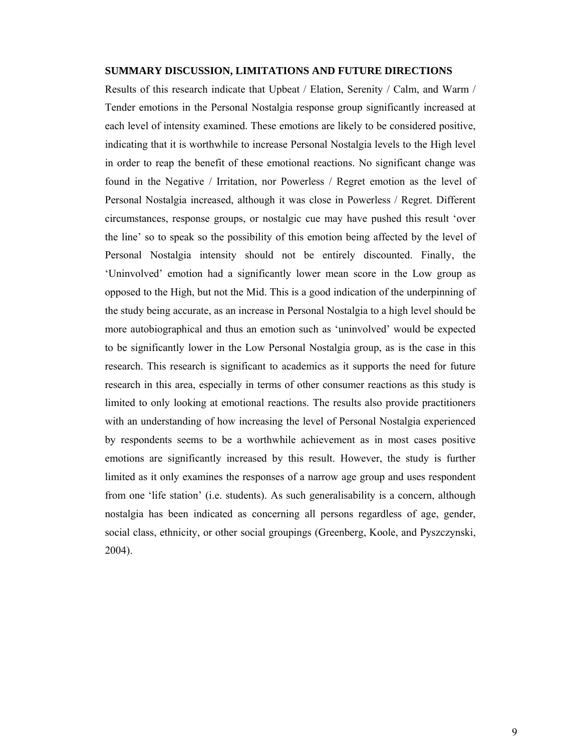**SUMMARY DISCUSSION, LIMITATIONS AND FUTURE DIRECTIONS**

Results of this research indicate that Upbeat / Elation, Serenity / Calm, and Warm / Tender emotions in the Personal Nostalgia response group significantly increased at each level of intensity examined. These emotions are likely to be considered positive, indicating that it is worthwhile to increase Personal Nostalgia levels to the High level in order to reap the benefit of these emotional reactions. No significant change was found in the Negative / Irritation, nor Powerless / Regret emotion as the level of Personal Nostalgia increased, although it was close in Powerless / Regret. Different circumstances, response groups, or nostalgic cue may have pushed this result 'over the line' so to speak so the possibility of this emotion being affected by the level of Personal Nostalgia intensity should not be entirely discounted. Finally, the 'Uninvolved' emotion had a significantly lower mean score in the Low group as opposed to the High, but not the Mid. This is a good indication of the underpinning of the study being accurate, as an increase in Personal Nostalgia to a high level should be more autobiographical and thus an emotion such as 'uninvolved' would be expected to be significantly lower in the Low Personal Nostalgia group, as is the case in this research. This research is significant to academics as it supports the need for future research in this area, especially in terms of other consumer reactions as this study is limited to only looking at emotional reactions. The results also provide practitioners with an understanding of how increasing the level of Personal Nostalgia experienced by respondents seems to be a worthwhile achievement as in most cases positive emotions are significantly increased by this result. However, the study is further limited as it only examines the responses of a narrow age group and uses respondent from one 'life station' (i.e. students). As such generalisability is a concern, although nostalgia has been indicated as concerning all persons regardless of age, gender, social class, ethnicity, or other social groupings (Greenberg, Koole, and Pyszczynski, 2004).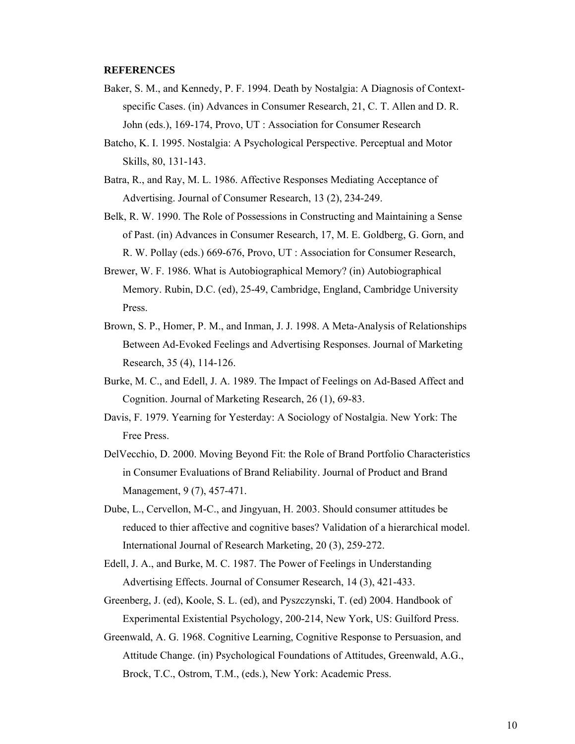**REFERENCES**

Baker, S. M., and Kennedy, P. F. 1994. Death by Nostalgia: A Diagnosis of Context-specific Cases. (in) Advances in Consumer Research, 21, C. T. Allen and D. R. John (eds.), 169-174, Provo, UT : Association for Consumer Research

Batcho, K. I. 1995. Nostalgia: A Psychological Perspective. Perceptual and Motor Skills, 80, 131-143.

Batra, R., and Ray, M. L. 1986. Affective Responses Mediating Acceptance of Advertising. Journal of Consumer Research, 13 (2), 234-249.

Belk, R. W. 1990. The Role of Possessions in Constructing and Maintaining a Sense of Past. (in) Advances in Consumer Research, 17, M. E. Goldberg, G. Gorn, and R. W. Pollay (eds.) 669-676, Provo, UT : Association for Consumer Research,

Brewer, W. F. 1986. What is Autobiographical Memory? (in) Autobiographical Memory. Rubin, D.C. (ed), 25-49, Cambridge, England, Cambridge University Press.

Brown, S. P., Homer, P. M., and Inman, J. J. 1998. A Meta-Analysis of Relationships Between Ad-Evoked Feelings and Advertising Responses. Journal of Marketing Research, 35 (4), 114-126.

Burke, M. C., and Edell, J. A. 1989. The Impact of Feelings on Ad-Based Affect and Cognition. Journal of Marketing Research, 26 (1), 69-83.

Davis, F. 1979. Yearning for Yesterday: A Sociology of Nostalgia. New York: The Free Press.

DelVecchio, D. 2000. Moving Beyond Fit: the Role of Brand Portfolio Characteristics in Consumer Evaluations of Brand Reliability. Journal of Product and Brand Management, 9 (7), 457-471.

Dube, L., Cervellon, M-C., and Jingyuan, H. 2003. Should consumer attitudes be reduced to thier affective and cognitive bases? Validation of a hierarchical model. International Journal of Research Marketing, 20 (3), 259-272.

Edell, J. A., and Burke, M. C. 1987. The Power of Feelings in Understanding Advertising Effects. Journal of Consumer Research, 14 (3), 421-433.

Greenberg, J. (ed), Koole, S. L. (ed), and Pyszczynski, T. (ed) 2004. Handbook of Experimental Existential Psychology, 200-214, New York, US: Guilford Press.

Greenwald, A. G. 1968. Cognitive Learning, Cognitive Response to Persuasion, and Attitude Change. (in) Psychological Foundations of Attitudes, Greenwald, A.G., Brock, T.C., Ostrom, T.M., (eds.), New York: Academic Press.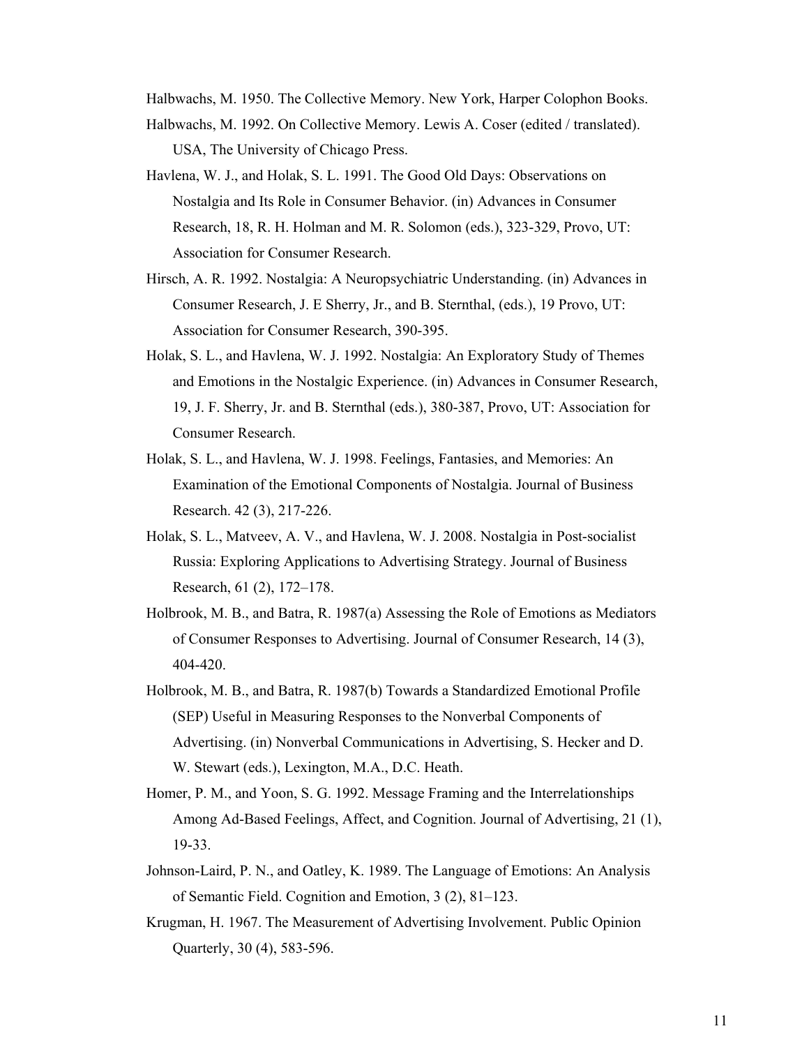Halbwachs, M. 1950. The Collective Memory. New York, Harper Colophon Books.

Halbwachs, M. 1992. On Collective Memory. Lewis A. Coser (edited / translated). USA, The University of Chicago Press.

Havlena, W. J., and Holak, S. L. 1991. The Good Old Days: Observations on Nostalgia and Its Role in Consumer Behavior. (in) Advances in Consumer Research, 18, R. H. Holman and M. R. Solomon (eds.), 323-329, Provo, UT: Association for Consumer Research.

Hirsch, A. R. 1992. Nostalgia: A Neuropsychiatric Understanding. (in) Advances in Consumer Research, J. E Sherry, Jr., and B. Sternthal, (eds.), 19 Provo, UT: Association for Consumer Research, 390-395.

Holak, S. L., and Havlena, W. J. 1992. Nostalgia: An Exploratory Study of Themes and Emotions in the Nostalgic Experience. (in) Advances in Consumer Research, 19, J. F. Sherry, Jr. and B. Sternthal (eds.), 380-387, Provo, UT: Association for Consumer Research.

Holak, S. L., and Havlena, W. J. 1998. Feelings, Fantasies, and Memories: An Examination of the Emotional Components of Nostalgia. Journal of Business Research. 42 (3), 217-226.

Holak, S. L., Matveev, A. V., and Havlena, W. J. 2008. Nostalgia in Post-socialist Russia: Exploring Applications to Advertising Strategy. Journal of Business Research, 61 (2), 172–178.

Holbrook, M. B., and Batra, R. 1987(a) Assessing the Role of Emotions as Mediators of Consumer Responses to Advertising. Journal of Consumer Research, 14 (3), 404-420.

Holbrook, M. B., and Batra, R. 1987(b) Towards a Standardized Emotional Profile (SEP) Useful in Measuring Responses to the Nonverbal Components of Advertising. (in) Nonverbal Communications in Advertising, S. Hecker and D. W. Stewart (eds.), Lexington, M.A., D.C. Heath.

Homer, P. M., and Yoon, S. G. 1992. Message Framing and the Interrelationships Among Ad-Based Feelings, Affect, and Cognition. Journal of Advertising, 21 (1), 19-33.

Johnson-Laird, P. N., and Oatley, K. 1989. The Language of Emotions: An Analysis of Semantic Field. Cognition and Emotion, 3 (2), 81–123.

Krugman, H. 1967. The Measurement of Advertising Involvement. Public Opinion Quarterly, 30 (4), 583-596.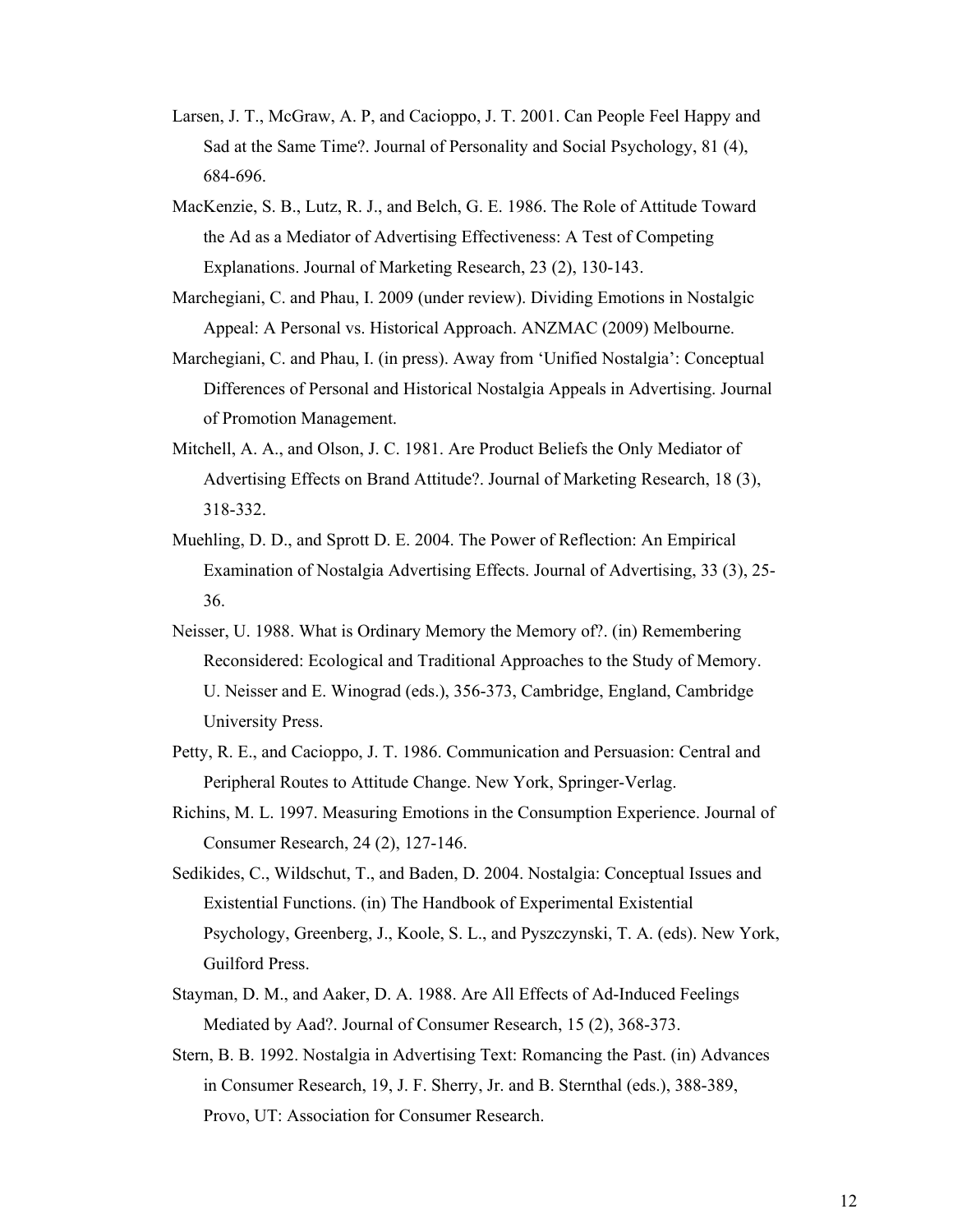Larsen, J. T., McGraw, A. P, and Cacioppo, J. T. 2001. Can People Feel Happy and Sad at the Same Time?. Journal of Personality and Social Psychology, 81 (4), 684-696.

MacKenzie, S. B., Lutz, R. J., and Belch, G. E. 1986. The Role of Attitude Toward the Ad as a Mediator of Advertising Effectiveness: A Test of Competing Explanations. Journal of Marketing Research, 23 (2), 130-143.

Marchegiani, C. and Phau, I. 2009 (under review). Dividing Emotions in Nostalgic Appeal: A Personal vs. Historical Approach. ANZMAC (2009) Melbourne.

Marchegiani, C. and Phau, I. (in press). Away from 'Unified Nostalgia': Conceptual Differences of Personal and Historical Nostalgia Appeals in Advertising. Journal of Promotion Management.

Mitchell, A. A., and Olson, J. C. 1981. Are Product Beliefs the Only Mediator of Advertising Effects on Brand Attitude?. Journal of Marketing Research, 18 (3), 318-332.

Muehling, D. D., and Sprott D. E. 2004. The Power of Reflection: An Empirical Examination of Nostalgia Advertising Effects. Journal of Advertising, 33 (3), 25-36.

Neisser, U. 1988. What is Ordinary Memory the Memory of?. (in) Remembering Reconsidered: Ecological and Traditional Approaches to the Study of Memory. U. Neisser and E. Winograd (eds.), 356-373, Cambridge, England, Cambridge University Press.

Petty, R. E., and Cacioppo, J. T. 1986. Communication and Persuasion: Central and Peripheral Routes to Attitude Change. New York, Springer-Verlag.

Richins, M. L. 1997. Measuring Emotions in the Consumption Experience. Journal of Consumer Research, 24 (2), 127-146.

Sedikides, C., Wildschut, T., and Baden, D. 2004. Nostalgia: Conceptual Issues and Existential Functions. (in) The Handbook of Experimental Existential Psychology, Greenberg, J., Koole, S. L., and Pyszczynski, T. A. (eds). New York, Guilford Press.

Stayman, D. M., and Aaker, D. A. 1988. Are All Effects of Ad-Induced Feelings Mediated by Aad?. Journal of Consumer Research, 15 (2), 368-373.

Stern, B. B. 1992. Nostalgia in Advertising Text: Romancing the Past. (in) Advances in Consumer Research, 19, J. F. Sherry, Jr. and B. Sternthal (eds.), 388-389, Provo, UT: Association for Consumer Research.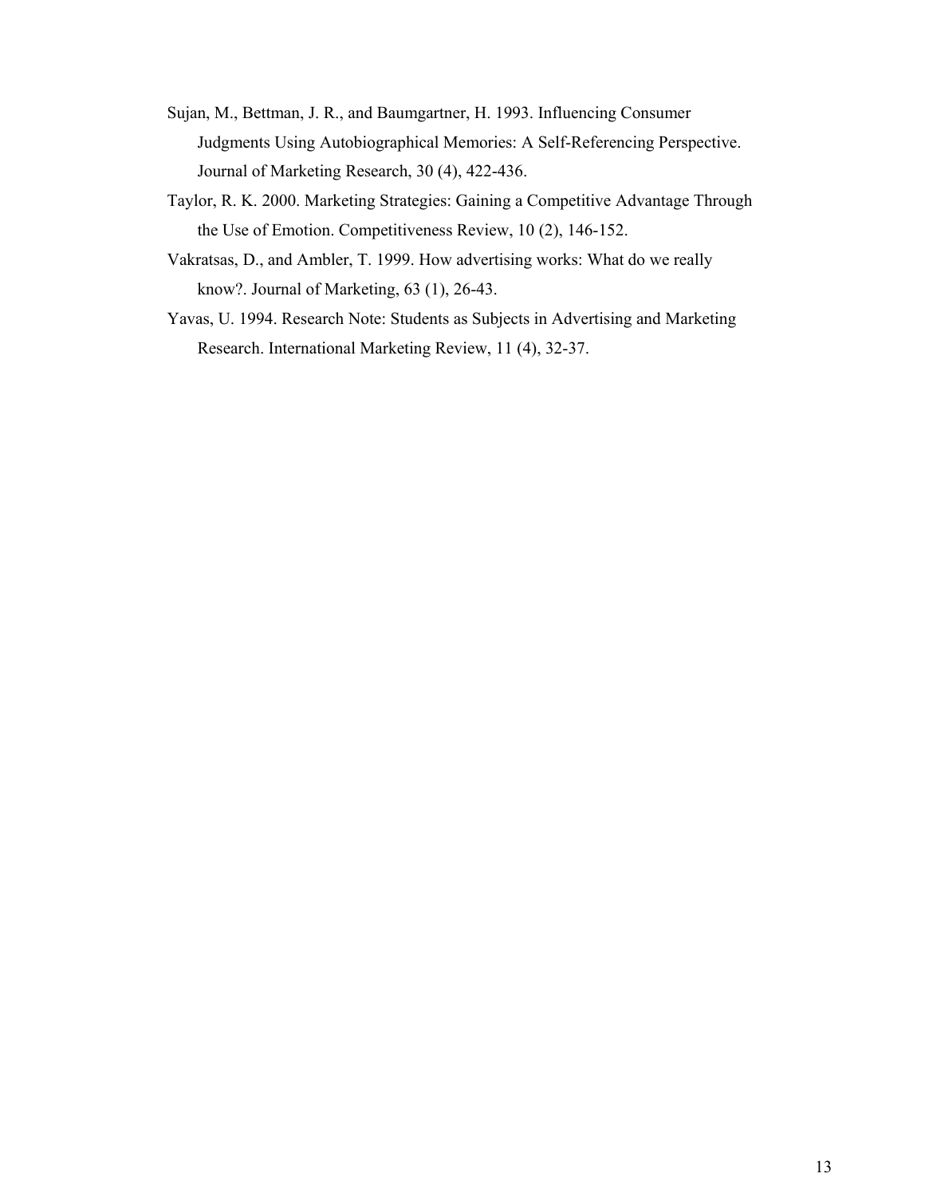Sujan, M., Bettman, J. R., and Baumgartner, H. 1993. Influencing Consumer Judgments Using Autobiographical Memories: A Self-Referencing Perspective. Journal of Marketing Research, 30 (4), 422-436.

Taylor, R. K. 2000. Marketing Strategies: Gaining a Competitive Advantage Through the Use of Emotion. Competitiveness Review, 10 (2), 146-152.

Vakratsas, D., and Ambler, T. 1999. How advertising works: What do we really know?. Journal of Marketing, 63 (1), 26-43.

Yavas, U. 1994. Research Note: Students as Subjects in Advertising and Marketing Research. International Marketing Review, 11 (4), 32-37.